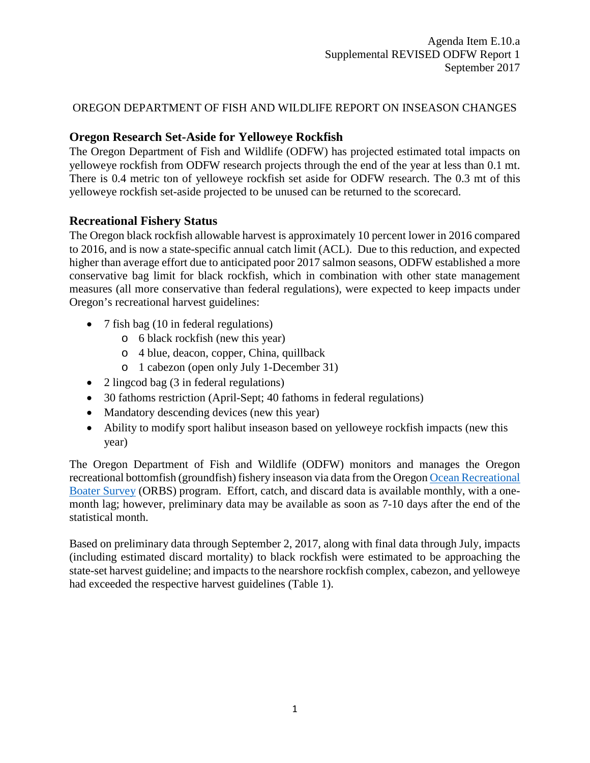Agenda Item E.10.a
Supplemental REVISED ODFW Report 1
September 2017

OREGON DEPARTMENT OF FISH AND WILDLIFE REPORT ON INSEASON CHANGES

## Oregon Research Set-Aside for Yelloweye Rockfish

The Oregon Department of Fish and Wildlife (ODFW) has projected estimated total impacts on yelloweye rockfish from ODFW research projects through the end of the year at less than 0.1 mt. There is 0.4 metric ton of yelloweye rockfish set aside for ODFW research. The 0.3 mt of this yelloweye rockfish set-aside projected to be unused can be returned to the scorecard.

## Recreational Fishery Status

The Oregon black rockfish allowable harvest is approximately 10 percent lower in 2016 compared to 2016, and is now a state-specific annual catch limit (ACL). Due to this reduction, and expected higher than average effort due to anticipated poor 2017 salmon seasons, ODFW established a more conservative bag limit for black rockfish, which in combination with other state management measures (all more conservative than federal regulations), were expected to keep impacts under Oregon's recreational harvest guidelines:

- 7 fish bag (10 in federal regulations)
  - 6 black rockfish (new this year)
  - 4 blue, deacon, copper, China, quillback
  - 1 cabezon (open only July 1-December 31)
- 2 lingcod bag (3 in federal regulations)
- 30 fathoms restriction (April-Sept; 40 fathoms in federal regulations)
- Mandatory descending devices (new this year)
- Ability to modify sport halibut inseason based on yelloweye rockfish impacts (new this year)

The Oregon Department of Fish and Wildlife (ODFW) monitors and manages the Oregon recreational bottomfish (groundfish) fishery inseason via data from the Oregon Ocean Recreational Boater Survey (ORBS) program. Effort, catch, and discard data is available monthly, with a one-month lag; however, preliminary data may be available as soon as 7-10 days after the end of the statistical month.

Based on preliminary data through September 2, 2017, along with final data through July, impacts (including estimated discard mortality) to black rockfish were estimated to be approaching the state-set harvest guideline; and impacts to the nearshore rockfish complex, cabezon, and yelloweye had exceeded the respective harvest guidelines (Table 1).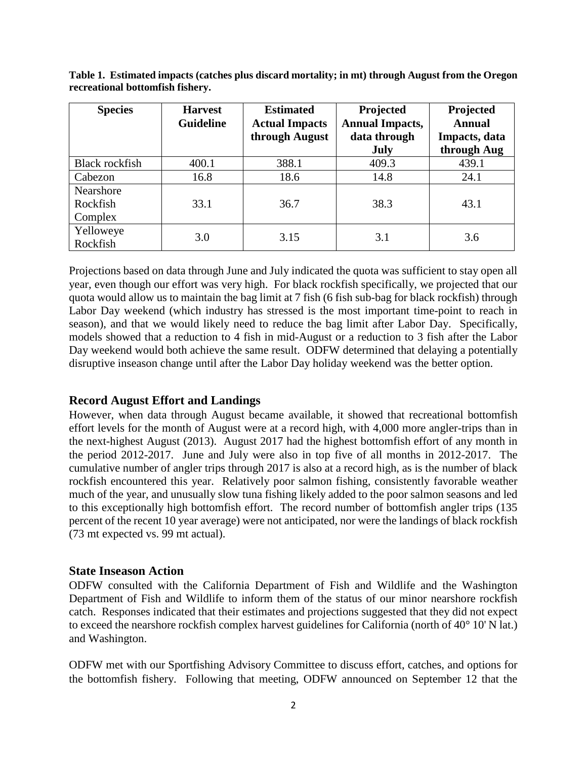**Table 1. Estimated impacts (catches plus discard mortality; in mt) through August from the Oregon recreational bottomfish fishery.**

| Species | Harvest Guideline | Estimated Actual Impacts through August | Projected Annual Impacts, data through July | Projected Annual Impacts, data through Aug |
|---|---|---|---|---|
| Black rockfish | 400.1 | 388.1 | 409.3 | 439.1 |
| Cabezon | 16.8 | 18.6 | 14.8 | 24.1 |
| Nearshore Rockfish Complex | 33.1 | 36.7 | 38.3 | 43.1 |
| Yelloweye Rockfish | 3.0 | 3.15 | 3.1 | 3.6 |

Projections based on data through June and July indicated the quota was sufficient to stay open all year, even though our effort was very high. For black rockfish specifically, we projected that our quota would allow us to maintain the bag limit at 7 fish (6 fish sub-bag for black rockfish) through Labor Day weekend (which industry has stressed is the most important time-point to reach in season), and that we would likely need to reduce the bag limit after Labor Day. Specifically, models showed that a reduction to 4 fish in mid-August or a reduction to 3 fish after the Labor Day weekend would both achieve the same result. ODFW determined that delaying a potentially disruptive inseason change until after the Labor Day holiday weekend was the better option.

## Record August Effort and Landings

However, when data through August became available, it showed that recreational bottomfish effort levels for the month of August were at a record high, with 4,000 more angler-trips than in the next-highest August (2013). August 2017 had the highest bottomfish effort of any month in the period 2012-2017. June and July were also in top five of all months in 2012-2017. The cumulative number of angler trips through 2017 is also at a record high, as is the number of black rockfish encountered this year. Relatively poor salmon fishing, consistently favorable weather much of the year, and unusually slow tuna fishing likely added to the poor salmon seasons and led to this exceptionally high bottomfish effort. The record number of bottomfish angler trips (135 percent of the recent 10 year average) were not anticipated, nor were the landings of black rockfish (73 mt expected vs. 99 mt actual).

## State Inseason Action

ODFW consulted with the California Department of Fish and Wildlife and the Washington Department of Fish and Wildlife to inform them of the status of our minor nearshore rockfish catch. Responses indicated that their estimates and projections suggested that they did not expect to exceed the nearshore rockfish complex harvest guidelines for California (north of 40° 10' N lat.) and Washington.

ODFW met with our Sportfishing Advisory Committee to discuss effort, catches, and options for the bottomfish fishery. Following that meeting, ODFW announced on September 12 that the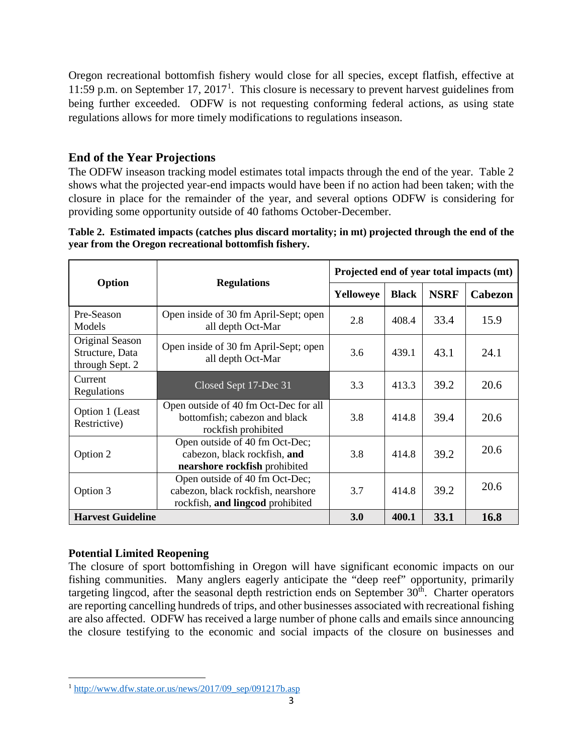Oregon recreational bottomfish fishery would close for all species, except flatfish, effective at 11:59 p.m. on September 17, 2017[1]. This closure is necessary to prevent harvest guidelines from being further exceeded. ODFW is not requesting conforming federal actions, as using state regulations allows for more timely modifications to regulations inseason.

## End of the Year Projections

The ODFW inseason tracking model estimates total impacts through the end of the year. Table 2 shows what the projected year-end impacts would have been if no action had been taken; with the closure in place for the remainder of the year, and several options ODFW is considering for providing some opportunity outside of 40 fathoms October-December.

**Table 2. Estimated impacts (catches plus discard mortality; in mt) projected through the end of the year from the Oregon recreational bottomfish fishery.**

| Option | Regulations | Projected end of year total impacts (mt) | | | |
|---|---|---|---|---|---|
| | | Yelloweye | Black | NSRF | Cabezon |
| Pre-Season Models | Open inside of 30 fm April-Sept; open all depth Oct-Mar | 2.8 | 408.4 | 33.4 | 15.9 |
| Original Season Structure, Data through Sept. 2 | Open inside of 30 fm April-Sept; open all depth Oct-Mar | 3.6 | 439.1 | 43.1 | 24.1 |
| Current Regulations | Closed Sept 17-Dec 31 | 3.3 | 413.3 | 39.2 | 20.6 |
| Option 1 (Least Restrictive) | Open outside of 40 fm Oct-Dec for all bottomfish; cabezon and black rockfish prohibited | 3.8 | 414.8 | 39.4 | 20.6 |
| Option 2 | Open outside of 40 fm Oct-Dec; cabezon, black rockfish, **and nearshore rockfish** prohibited | 3.8 | 414.8 | 39.2 | 20.6 |
| Option 3 | Open outside of 40 fm Oct-Dec; cabezon, black rockfish, nearshore rockfish, **and lingcod** prohibited | 3.7 | 414.8 | 39.2 | 20.6 |
| **Harvest Guideline** | | **3.0** | **400.1** | **33.1** | **16.8** |

### Potential Limited Reopening

The closure of sport bottomfishing in Oregon will have significant economic impacts on our fishing communities. Many anglers eagerly anticipate the "deep reef" opportunity, primarily targeting lingcod, after the seasonal depth restriction ends on September 30th. Charter operators are reporting cancelling hundreds of trips, and other businesses associated with recreational fishing are also affected. ODFW has received a large number of phone calls and emails since announcing the closure testifying to the economic and social impacts of the closure on businesses and

[1] http://www.dfw.state.or.us/news/2017/09_sep/091217b.asp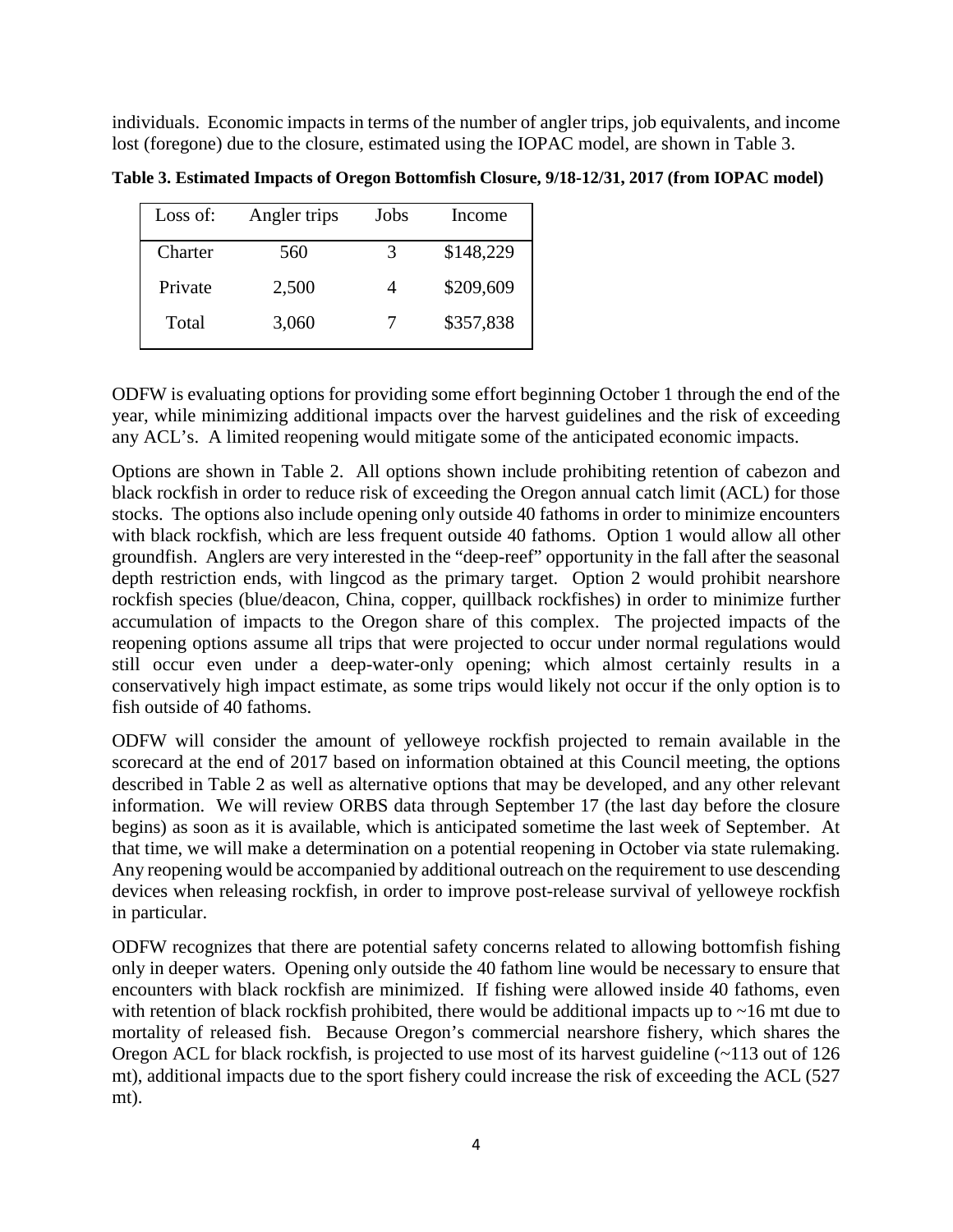individuals. Economic impacts in terms of the number of angler trips, job equivalents, and income lost (foregone) due to the closure, estimated using the IOPAC model, are shown in Table 3.

**Table 3. Estimated Impacts of Oregon Bottomfish Closure, 9/18-12/31, 2017 (from IOPAC model)**

| Loss of: | Angler trips | Jobs | Income |
|---|---|---|---|
| Charter | 560 | 3 | $148,229 |
| Private | 2,500 | 4 | $209,609 |
| Total | 3,060 | 7 | $357,838 |

ODFW is evaluating options for providing some effort beginning October 1 through the end of the year, while minimizing additional impacts over the harvest guidelines and the risk of exceeding any ACL's. A limited reopening would mitigate some of the anticipated economic impacts.

Options are shown in Table 2. All options shown include prohibiting retention of cabezon and black rockfish in order to reduce risk of exceeding the Oregon annual catch limit (ACL) for those stocks. The options also include opening only outside 40 fathoms in order to minimize encounters with black rockfish, which are less frequent outside 40 fathoms. Option 1 would allow all other groundfish. Anglers are very interested in the "deep-reef" opportunity in the fall after the seasonal depth restriction ends, with lingcod as the primary target. Option 2 would prohibit nearshore rockfish species (blue/deacon, China, copper, quillback rockfishes) in order to minimize further accumulation of impacts to the Oregon share of this complex. The projected impacts of the reopening options assume all trips that were projected to occur under normal regulations would still occur even under a deep-water-only opening; which almost certainly results in a conservatively high impact estimate, as some trips would likely not occur if the only option is to fish outside of 40 fathoms.

ODFW will consider the amount of yelloweye rockfish projected to remain available in the scorecard at the end of 2017 based on information obtained at this Council meeting, the options described in Table 2 as well as alternative options that may be developed, and any other relevant information. We will review ORBS data through September 17 (the last day before the closure begins) as soon as it is available, which is anticipated sometime the last week of September. At that time, we will make a determination on a potential reopening in October via state rulemaking. Any reopening would be accompanied by additional outreach on the requirement to use descending devices when releasing rockfish, in order to improve post-release survival of yelloweye rockfish in particular.

ODFW recognizes that there are potential safety concerns related to allowing bottomfish fishing only in deeper waters. Opening only outside the 40 fathom line would be necessary to ensure that encounters with black rockfish are minimized. If fishing were allowed inside 40 fathoms, even with retention of black rockfish prohibited, there would be additional impacts up to ~16 mt due to mortality of released fish. Because Oregon's commercial nearshore fishery, which shares the Oregon ACL for black rockfish, is projected to use most of its harvest guideline (~113 out of 126 mt), additional impacts due to the sport fishery could increase the risk of exceeding the ACL (527 mt).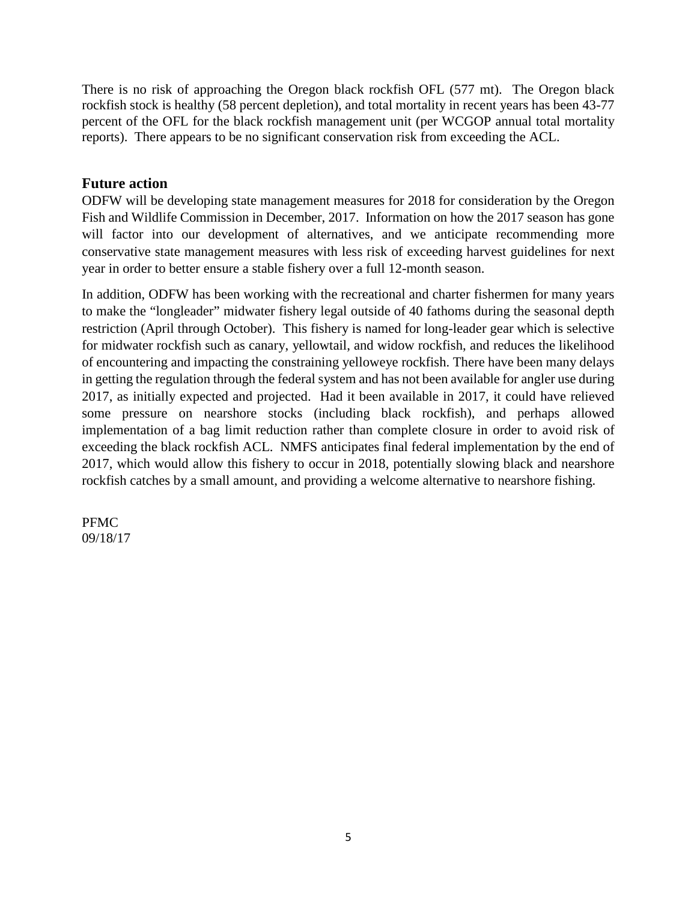There is no risk of approaching the Oregon black rockfish OFL (577 mt). The Oregon black rockfish stock is healthy (58 percent depletion), and total mortality in recent years has been 43-77 percent of the OFL for the black rockfish management unit (per WCGOP annual total mortality reports). There appears to be no significant conservation risk from exceeding the ACL.

## Future action

ODFW will be developing state management measures for 2018 for consideration by the Oregon Fish and Wildlife Commission in December, 2017. Information on how the 2017 season has gone will factor into our development of alternatives, and we anticipate recommending more conservative state management measures with less risk of exceeding harvest guidelines for next year in order to better ensure a stable fishery over a full 12-month season.

In addition, ODFW has been working with the recreational and charter fishermen for many years to make the "longleader" midwater fishery legal outside of 40 fathoms during the seasonal depth restriction (April through October). This fishery is named for long-leader gear which is selective for midwater rockfish such as canary, yellowtail, and widow rockfish, and reduces the likelihood of encountering and impacting the constraining yelloweye rockfish. There have been many delays in getting the regulation through the federal system and has not been available for angler use during 2017, as initially expected and projected. Had it been available in 2017, it could have relieved some pressure on nearshore stocks (including black rockfish), and perhaps allowed implementation of a bag limit reduction rather than complete closure in order to avoid risk of exceeding the black rockfish ACL. NMFS anticipates final federal implementation by the end of 2017, which would allow this fishery to occur in 2018, potentially slowing black and nearshore rockfish catches by a small amount, and providing a welcome alternative to nearshore fishing.

PFMC
09/18/17